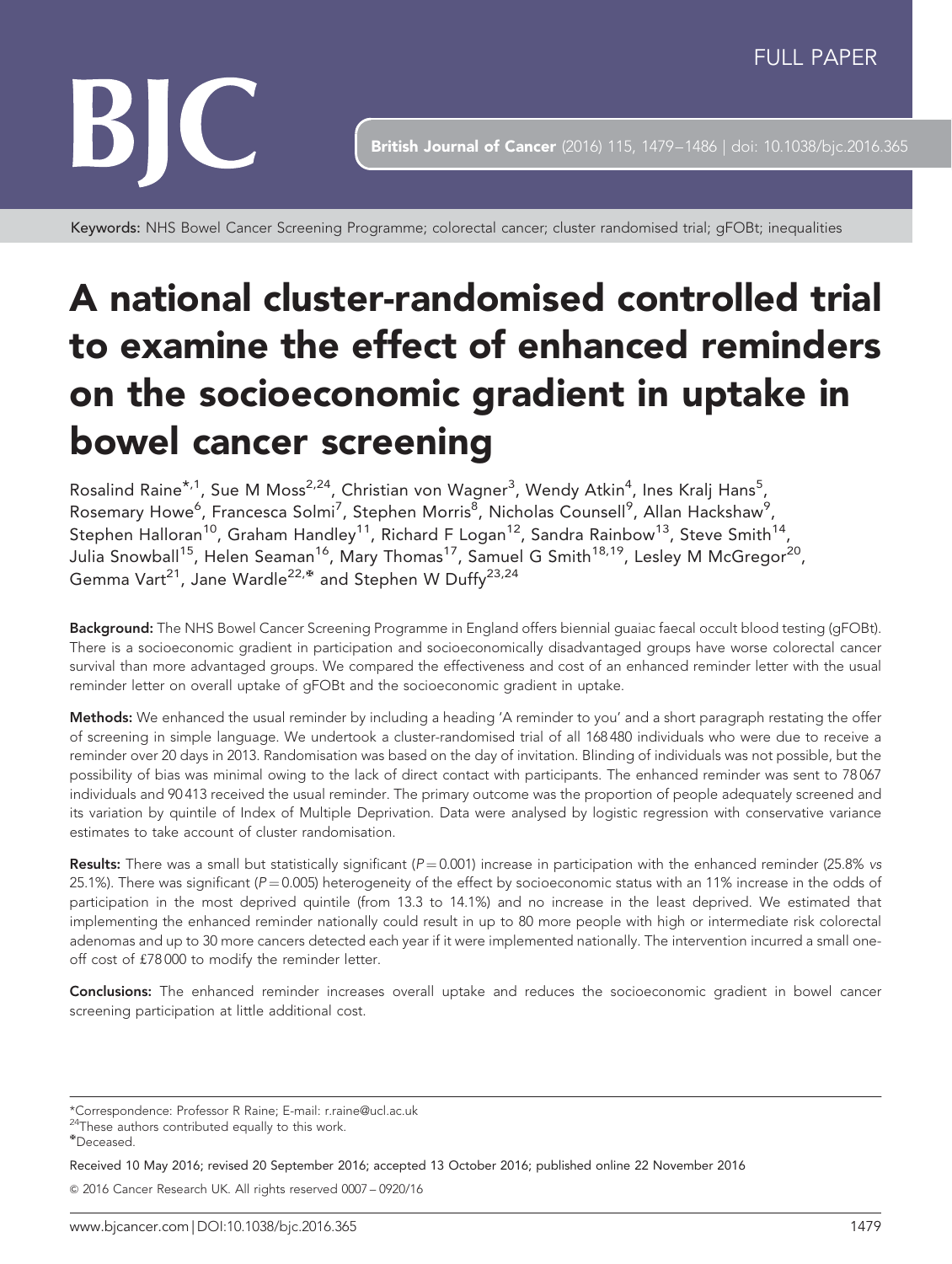FULL PAPER

Keywords: NHS Bowel Cancer Screening Programme; colorectal cancer; cluster randomised trial; gFOBt; inequalities

# A national cluster-randomised controlled trial to examine the effect of enhanced reminders on the socioeconomic gradient in uptake in bowel cancer screening

Rosalind Raine*[,1], Sue M Moss[2,24], Christian von Wagner[3], Wendy Atkin[4], Ines Kralj Hans[5], Rosemary Howe[6], Francesca Solmi[7], Stephen Morris[8], Nicholas Counsell[9], Allan Hackshaw[9], Stephen Halloran[10], Graham Handley[11], Richard F Logan[12], Sandra Rainbow[13], Steve Smith[14], Julia Snowball[15], Helen Seaman[16], Mary Thomas[17], Samuel G Smith[18,19], Lesley M McGregor[20], Gemma Vart[21], Jane Wardle[22,⁎] and Stephen W Duffy[23,24]

**Background:** The NHS Bowel Cancer Screening Programme in England offers biennial guaiac faecal occult blood testing (gFOBt). There is a socioeconomic gradient in participation and socioeconomically disadvantaged groups have worse colorectal cancer survival than more advantaged groups. We compared the effectiveness and cost of an enhanced reminder letter with the usual reminder letter on overall uptake of gFOBt and the socioeconomic gradient in uptake.

**Methods:** We enhanced the usual reminder by including a heading 'A reminder to you' and a short paragraph restating the offer of screening in simple language. We undertook a cluster-randomised trial of all 168 480 individuals who were due to receive a reminder over 20 days in 2013. Randomisation was based on the day of invitation. Blinding of individuals was not possible, but the possibility of bias was minimal owing to the lack of direct contact with participants. The enhanced reminder was sent to 78 067 individuals and 90 413 received the usual reminder. The primary outcome was the proportion of people adequately screened and its variation by quintile of Index of Multiple Deprivation. Data were analysed by logistic regression with conservative variance estimates to take account of cluster randomisation.

**Results:** There was a small but statistically significant ($P = 0.001$) increase in participation with the enhanced reminder (25.8% *vs* 25.1%). There was significant ($P = 0.005$) heterogeneity of the effect by socioeconomic status with an 11% increase in the odds of participation in the most deprived quintile (from 13.3 to 14.1%) and no increase in the least deprived. We estimated that implementing the enhanced reminder nationally could result in up to 80 more people with high or intermediate risk colorectal adenomas and up to 30 more cancers detected each year if it were implemented nationally. The intervention incurred a small one-off cost of £78 000 to modify the reminder letter.

**Conclusions:** The enhanced reminder increases overall uptake and reduces the socioeconomic gradient in bowel cancer screening participation at little additional cost.

*Correspondence: Professor R Raine; E-mail: r.raine@ucl.ac.uk

[24]These authors contributed equally to this work.

⁎Deceased.

Received 10 May 2016; revised 20 September 2016; accepted 13 October 2016; published online 22 November 2016

© 2016 Cancer Research UK. All rights reserved 0007 – 0920/16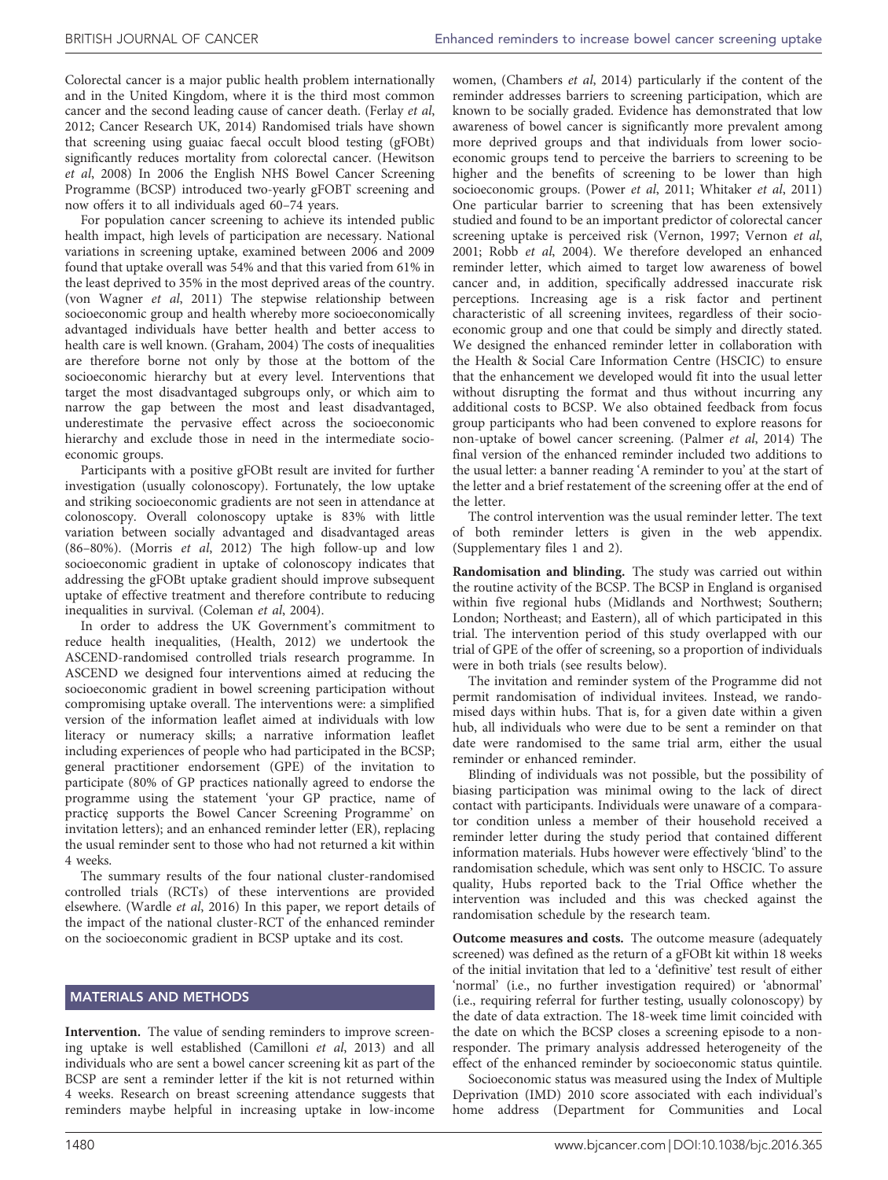Colorectal cancer is a major public health problem internationally and in the United Kingdom, where it is the third most common cancer and the second leading cause of cancer death. (Ferlay *et al*, 2012; Cancer Research UK, 2014) Randomised trials have shown that screening using guaiac faecal occult blood testing (gFOBt) significantly reduces mortality from colorectal cancer. (Hewitson *et al*, 2008) In 2006 the English NHS Bowel Cancer Screening Programme (BCSP) introduced two-yearly gFOBT screening and now offers it to all individuals aged 60–74 years.

For population cancer screening to achieve its intended public health impact, high levels of participation are necessary. National variations in screening uptake, examined between 2006 and 2009 found that uptake overall was 54% and that this varied from 61% in the least deprived to 35% in the most deprived areas of the country. (von Wagner *et al*, 2011) The stepwise relationship between socioeconomic group and health whereby more socioeconomically advantaged individuals have better health and better access to health care is well known. (Graham, 2004) The costs of inequalities are therefore borne not only by those at the bottom of the socioeconomic hierarchy but at every level. Interventions that target the most disadvantaged subgroups only, or which aim to narrow the gap between the most and least disadvantaged, underestimate the pervasive effect across the socioeconomic hierarchy and exclude those in need in the intermediate socioeconomic groups.

Participants with a positive gFOBt result are invited for further investigation (usually colonoscopy). Fortunately, the low uptake and striking socioeconomic gradients are not seen in attendance at colonoscopy. Overall colonoscopy uptake is 83% with little variation between socially advantaged and disadvantaged areas (86–80%). (Morris *et al*, 2012) The high follow-up and low socioeconomic gradient in uptake of colonoscopy indicates that addressing the gFOBt uptake gradient should improve subsequent uptake of effective treatment and therefore contribute to reducing inequalities in survival. (Coleman *et al*, 2004).

In order to address the UK Government's commitment to reduce health inequalities, (Health, 2012) we undertook the ASCEND-randomised controlled trials research programme. In ASCEND we designed four interventions aimed at reducing the socioeconomic gradient in bowel screening participation without compromising uptake overall. The interventions were: a simplified version of the information leaflet aimed at individuals with low literacy or numeracy skills; a narrative information leaflet including experiences of people who had participated in the BCSP; general practitioner endorsement (GPE) of the invitation to participate (80% of GP practices nationally agreed to endorse the programme using the statement 'your GP practice, name of practicȩ supports the Bowel Cancer Screening Programme' on invitation letters); and an enhanced reminder letter (ER), replacing the usual reminder sent to those who had not returned a kit within 4 weeks.

The summary results of the four national cluster-randomised controlled trials (RCTs) of these interventions are provided elsewhere. (Wardle *et al*, 2016) In this paper, we report details of the impact of the national cluster-RCT of the enhanced reminder on the socioeconomic gradient in BCSP uptake and its cost.

## MATERIALS AND METHODS

**Intervention.** The value of sending reminders to improve screening uptake is well established (Camilloni *et al*, 2013) and all individuals who are sent a bowel cancer screening kit as part of the BCSP are sent a reminder letter if the kit is not returned within 4 weeks. Research on breast screening attendance suggests that reminders maybe helpful in increasing uptake in low-income women, (Chambers *et al*, 2014) particularly if the content of the reminder addresses barriers to screening participation, which are known to be socially graded. Evidence has demonstrated that low awareness of bowel cancer is significantly more prevalent among more deprived groups and that individuals from lower socioeconomic groups tend to perceive the barriers to screening to be higher and the benefits of screening to be lower than high socioeconomic groups. (Power *et al*, 2011; Whitaker *et al*, 2011) One particular barrier to screening that has been extensively studied and found to be an important predictor of colorectal cancer screening uptake is perceived risk (Vernon, 1997; Vernon *et al*, 2001; Robb *et al*, 2004). We therefore developed an enhanced reminder letter, which aimed to target low awareness of bowel cancer and, in addition, specifically addressed inaccurate risk perceptions. Increasing age is a risk factor and pertinent characteristic of all screening invitees, regardless of their socioeconomic group and one that could be simply and directly stated. We designed the enhanced reminder letter in collaboration with the Health & Social Care Information Centre (HSCIC) to ensure that the enhancement we developed would fit into the usual letter without disrupting the format and thus without incurring any additional costs to BCSP. We also obtained feedback from focus group participants who had been convened to explore reasons for non-uptake of bowel cancer screening. (Palmer *et al*, 2014) The final version of the enhanced reminder included two additions to the usual letter: a banner reading 'A reminder to you' at the start of the letter and a brief restatement of the screening offer at the end of the letter.

The control intervention was the usual reminder letter. The text of both reminder letters is given in the web appendix. (Supplementary files 1 and 2).

**Randomisation and blinding.** The study was carried out within the routine activity of the BCSP. The BCSP in England is organised within five regional hubs (Midlands and Northwest; Southern; London; Northeast; and Eastern), all of which participated in this trial. The intervention period of this study overlapped with our trial of GPE of the offer of screening, so a proportion of individuals were in both trials (see results below).

The invitation and reminder system of the Programme did not permit randomisation of individual invitees. Instead, we randomised days within hubs. That is, for a given date within a given hub, all individuals who were due to be sent a reminder on that date were randomised to the same trial arm, either the usual reminder or enhanced reminder.

Blinding of individuals was not possible, but the possibility of biasing participation was minimal owing to the lack of direct contact with participants. Individuals were unaware of a comparator condition unless a member of their household received a reminder letter during the study period that contained different information materials. Hubs however were effectively 'blind' to the randomisation schedule, which was sent only to HSCIC. To assure quality, Hubs reported back to the Trial Office whether the intervention was included and this was checked against the randomisation schedule by the research team.

**Outcome measures and costs.** The outcome measure (adequately screened) was defined as the return of a gFOBt kit within 18 weeks of the initial invitation that led to a 'definitive' test result of either 'normal' (i.e., no further investigation required) or 'abnormal' (i.e., requiring referral for further testing, usually colonoscopy) by the date of data extraction. The 18-week time limit coincided with the date on which the BCSP closes a screening episode to a non-responder. The primary analysis addressed heterogeneity of the effect of the enhanced reminder by socioeconomic status quintile.

Socioeconomic status was measured using the Index of Multiple Deprivation (IMD) 2010 score associated with each individual's home address (Department for Communities and Local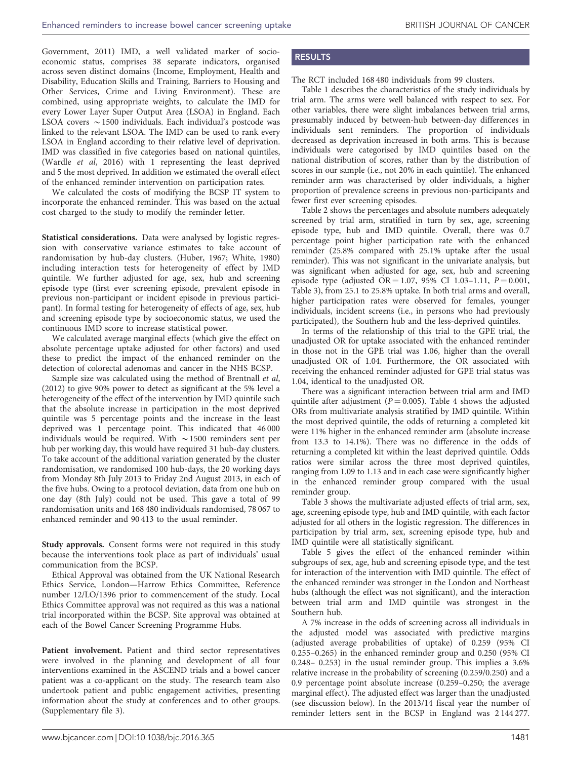Government, 2011) IMD, a well validated marker of socioeconomic status, comprises 38 separate indicators, organised across seven distinct domains (Income, Employment, Health and Disability, Education Skills and Training, Barriers to Housing and Other Services, Crime and Living Environment). These are combined, using appropriate weights, to calculate the IMD for every Lower Layer Super Output Area (LSOA) in England. Each LSOA covers ~1500 individuals. Each individual's postcode was linked to the relevant LSOA. The IMD can be used to rank every LSOA in England according to their relative level of deprivation. IMD was classified in five categories based on national quintiles, (Wardle *et al*, 2016) with 1 representing the least deprived and 5 the most deprived. In addition we estimated the overall effect of the enhanced reminder intervention on participation rates.

We calculated the costs of modifying the BCSP IT system to incorporate the enhanced reminder. This was based on the actual cost charged to the study to modify the reminder letter.

**Statistical considerations.** Data were analysed by logistic regression with conservative variance estimates to take account of randomisation by hub-day clusters. (Huber, 1967; White, 1980) including interaction tests for heterogeneity of effect by IMD quintile. We further adjusted for age, sex, hub and screening episode type (first ever screening episode, prevalent episode in previous non-participant or incident episode in previous participant). In formal testing for heterogeneity of effects of age, sex, hub and screening episode type by socioeconomic status, we used the continuous IMD score to increase statistical power.

We calculated average marginal effects (which give the effect on absolute percentage uptake adjusted for other factors) and used these to predict the impact of the enhanced reminder on the detection of colorectal adenomas and cancer in the NHS BCSP.

Sample size was calculated using the method of Brentnall *et al*, (2012) to give 90% power to detect as significant at the 5% level a heterogeneity of the effect of the intervention by IMD quintile such that the absolute increase in participation in the most deprived quintile was 5 percentage points and the increase in the least deprived was 1 percentage point. This indicated that 46 000 individuals would be required. With ~1500 reminders sent per hub per working day, this would have required 31 hub-day clusters. To take account of the additional variation generated by the cluster randomisation, we randomised 100 hub-days, the 20 working days from Monday 8th July 2013 to Friday 2nd August 2013, in each of the five hubs. Owing to a protocol deviation, data from one hub on one day (8th July) could not be used. This gave a total of 99 randomisation units and 168 480 individuals randomised, 78 067 to enhanced reminder and 90 413 to the usual reminder.

**Study approvals.** Consent forms were not required in this study because the interventions took place as part of individuals' usual communication from the BCSP.

Ethical Approval was obtained from the UK National Research Ethics Service, London—Harrow Ethics Committee, Reference number 12/LO/1396 prior to commencement of the study. Local Ethics Committee approval was not required as this was a national trial incorporated within the BCSP. Site approval was obtained at each of the Bowel Cancer Screening Programme Hubs.

**Patient involvement.** Patient and third sector representatives were involved in the planning and development of all four interventions examined in the ASCEND trials and a bowel cancer patient was a co-applicant on the study. The research team also undertook patient and public engagement activities, presenting information about the study at conferences and to other groups. (Supplementary file 3).

## RESULTS

The RCT included 168 480 individuals from 99 clusters.

Table 1 describes the characteristics of the study individuals by trial arm. The arms were well balanced with respect to sex. For other variables, there were slight imbalances between trial arms, presumably induced by between-hub between-day differences in individuals sent reminders. The proportion of individuals decreased as deprivation increased in both arms. This is because individuals were categorised by IMD quintiles based on the national distribution of scores, rather than by the distribution of scores in our sample (i.e., not 20% in each quintile). The enhanced reminder arm was characterised by older individuals, a higher proportion of prevalence screens in previous non-participants and fewer first ever screening episodes.

Table 2 shows the percentages and absolute numbers adequately screened by trial arm, stratified in turn by sex, age, screening episode type, hub and IMD quintile. Overall, there was 0.7 percentage point higher participation rate with the enhanced reminder (25.8% compared with 25.1% uptake after the usual reminder). This was not significant in the univariate analysis, but was significant when adjusted for age, sex, hub and screening episode type (adjusted OR = 1.07, 95% CI 1.03–1.11, $P = 0.001$, Table 3), from 25.1 to 25.8% uptake. In both trial arms and overall, higher participation rates were observed for females, younger individuals, incident screens (i.e., in persons who had previously participated), the Southern hub and the less-deprived quintiles.

In terms of the relationship of this trial to the GPE trial, the unadjusted OR for uptake associated with the enhanced reminder in those not in the GPE trial was 1.06, higher than the overall unadjusted OR of 1.04. Furthermore, the OR associated with receiving the enhanced reminder adjusted for GPE trial status was 1.04, identical to the unadjusted OR.

There was a significant interaction between trial arm and IMD quintile after adjustment ($P = 0.005$). Table 4 shows the adjusted ORs from multivariate analysis stratified by IMD quintile. Within the most deprived quintile, the odds of returning a completed kit were 11% higher in the enhanced reminder arm (absolute increase from 13.3 to 14.1%). There was no difference in the odds of returning a completed kit within the least deprived quintile. Odds ratios were similar across the three most deprived quintiles, ranging from 1.09 to 1.13 and in each case were significantly higher in the enhanced reminder group compared with the usual reminder group.

Table 3 shows the multivariate adjusted effects of trial arm, sex, age, screening episode type, hub and IMD quintile, with each factor adjusted for all others in the logistic regression. The differences in participation by trial arm, sex, screening episode type, hub and IMD quintile were all statistically significant.

Table 5 gives the effect of the enhanced reminder within subgroups of sex, age, hub and screening episode type, and the test for interaction of the intervention with IMD quintile. The effect of the enhanced reminder was stronger in the London and Northeast hubs (although the effect was not significant), and the interaction between trial arm and IMD quintile was strongest in the Southern hub.

A 7% increase in the odds of screening across all individuals in the adjusted model was associated with predictive margins (adjusted average probabilities of uptake) of 0.259 (95% CI 0.255–0.265) in the enhanced reminder group and 0.250 (95% CI 0.248– 0.253) in the usual reminder group. This implies a 3.6% relative increase in the probability of screening (0.259/0.250) and a 0.9 percentage point absolute increase (0.259–0.250; the average marginal effect). The adjusted effect was larger than the unadjusted (see discussion below). In the 2013/14 fiscal year the number of reminder letters sent in the BCSP in England was 2 144 277.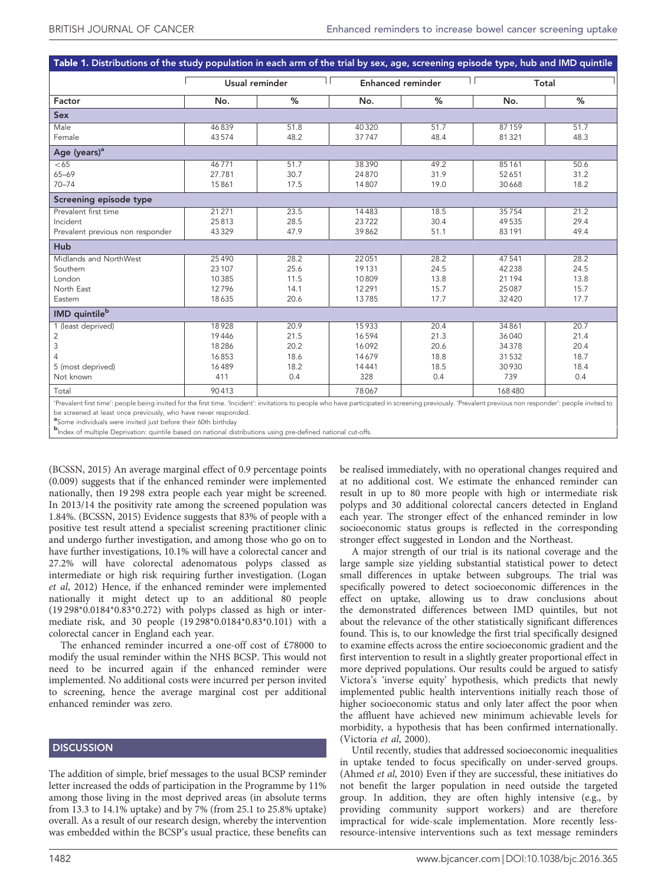**Table 1. Distributions of the study population in each arm of the trial by sex, age, screening episode type, hub and IMD quintile**

| Factor | Usual reminder | | Enhanced reminder | | Total | |
|---|---|---|---|---|---|---|
| | No. | % | No. | % | No. | % |
| **Sex** | | | | | | |
| Male | 46 839 | 51.8 | 40 320 | 51.7 | 87 159 | 51.7 |
| Female | 43 574 | 48.2 | 37 747 | 48.4 | 81 321 | 48.3 |
| **Age (years)[a]** | | | | | | |
| <65 | 46 771 | 51.7 | 38 390 | 49.2 | 85 161 | 50.6 |
| 65–69 | 27.781 | 30.7 | 24 870 | 31.9 | 52 651 | 31.2 |
| 70–74 | 15 861 | 17.5 | 14 807 | 19.0 | 30 668 | 18.2 |
| **Screening episode type** | | | | | | |
| Prevalent first time | 21 271 | 23.5 | 14 483 | 18.5 | 35 754 | 21.2 |
| Incident | 25 813 | 28.5 | 23 722 | 30.4 | 49 535 | 29.4 |
| Prevalent previous non responder | 43 329 | 47.9 | 39 862 | 51.1 | 83 191 | 49.4 |
| **Hub** | | | | | | |
| Midlands and NorthWest | 25 490 | 28.2 | 22 051 | 28.2 | 47 541 | 28.2 |
| Southern | 23 107 | 25.6 | 19 131 | 24.5 | 42 238 | 24.5 |
| London | 10 385 | 11.5 | 10 809 | 13.8 | 21 194 | 13.8 |
| North East | 12 796 | 14.1 | 12 291 | 15.7 | 25 087 | 15.7 |
| Eastern | 18 635 | 20.6 | 13 785 | 17.7 | 32 420 | 17.7 |
| **IMD quintile[b]** | | | | | | |
| 1 (least deprived) | 18 928 | 20.9 | 15 933 | 20.4 | 34 861 | 20.7 |
| 2 | 19 446 | 21.5 | 16 594 | 21.3 | 36 040 | 21.4 |
| 3 | 18 286 | 20.2 | 16 092 | 20.6 | 34 378 | 20.4 |
| 4 | 16 853 | 18.6 | 14 679 | 18.8 | 31 532 | 18.7 |
| 5 (most deprived) | 16 489 | 18.2 | 14 441 | 18.5 | 30 930 | 18.4 |
| Not known | 411 | 0.4 | 328 | 0.4 | 739 | 0.4 |
| Total | 90 413 | | 78 067 | | 168 480 | |

'Prevalent first time': people being invited for the first time. 'Incident': invitations to people who have participated in screening previously. 'Prevalent previous non responder': people invited to be screened at least once previously, who have never responded.

[a]Some individuals were invited just before their 60th birthday

[b]Index of multiple Deprivation: quintile based on national distributions using pre-defined national cut-offs.

(BCSSN, 2015) An average marginal effect of 0.9 percentage points (0.009) suggests that if the enhanced reminder were implemented nationally, then 19 298 extra people each year might be screened. In 2013/14 the positivity rate among the screened population was 1.84%. (BCSSN, 2015) Evidence suggests that 83% of people with a positive test result attend a specialist screening practitioner clinic and undergo further investigation, and among those who go on to have further investigations, 10.1% will have a colorectal cancer and 27.2% will have colorectal adenomatous polyps classed as intermediate or high risk requiring further investigation. (Logan *et al*, 2012) Hence, if the enhanced reminder were implemented nationally it might detect up to an additional 80 people (19 298\*0.0184\*0.83\*0.272) with polyps classed as high or intermediate risk, and 30 people (19 298\*0.0184\*0.83\*0.101) with a colorectal cancer in England each year.

The enhanced reminder incurred a one-off cost of £78000 to modify the usual reminder within the NHS BCSP. This would not need to be incurred again if the enhanced reminder were implemented. No additional costs were incurred per person invited to screening, hence the average marginal cost per additional enhanced reminder was zero.

## DISCUSSION

The addition of simple, brief messages to the usual BCSP reminder letter increased the odds of participation in the Programme by 11% among those living in the most deprived areas (in absolute terms from 13.3 to 14.1% uptake) and by 7% (from 25.1 to 25.8% uptake) overall. As a result of our research design, whereby the intervention was embedded within the BCSP's usual practice, these benefits can be realised immediately, with no operational changes required and at no additional cost. We estimate the enhanced reminder can result in up to 80 more people with high or intermediate risk polyps and 30 additional colorectal cancers detected in England each year. The stronger effect of the enhanced reminder in low socioeconomic status groups is reflected in the corresponding stronger effect suggested in London and the Northeast.

A major strength of our trial is its national coverage and the large sample size yielding substantial statistical power to detect small differences in uptake between subgroups. The trial was specifically powered to detect socioeconomic differences in the effect on uptake, allowing us to draw conclusions about the demonstrated differences between IMD quintiles, but not about the relevance of the other statistically significant differences found. This is, to our knowledge the first trial specifically designed to examine effects across the entire socioeconomic gradient and the first intervention to result in a slightly greater proportional effect in more deprived populations. Our results could be argued to satisfy Victora's 'inverse equity' hypothesis, which predicts that newly implemented public health interventions initially reach those of higher socioeconomic status and only later affect the poor when the affluent have achieved new minimum achievable levels for morbidity, a hypothesis that has been confirmed internationally. (Victoria *et al*, 2000).

Until recently, studies that addressed socioeconomic inequalities in uptake tended to focus specifically on under-served groups. (Ahmed *et al*, 2010) Even if they are successful, these initiatives do not benefit the larger population in need outside the targeted group. In addition, they are often highly intensive (e.g., by providing community support workers) and are therefore impractical for wide-scale implementation. More recently less-resource-intensive interventions such as text message reminders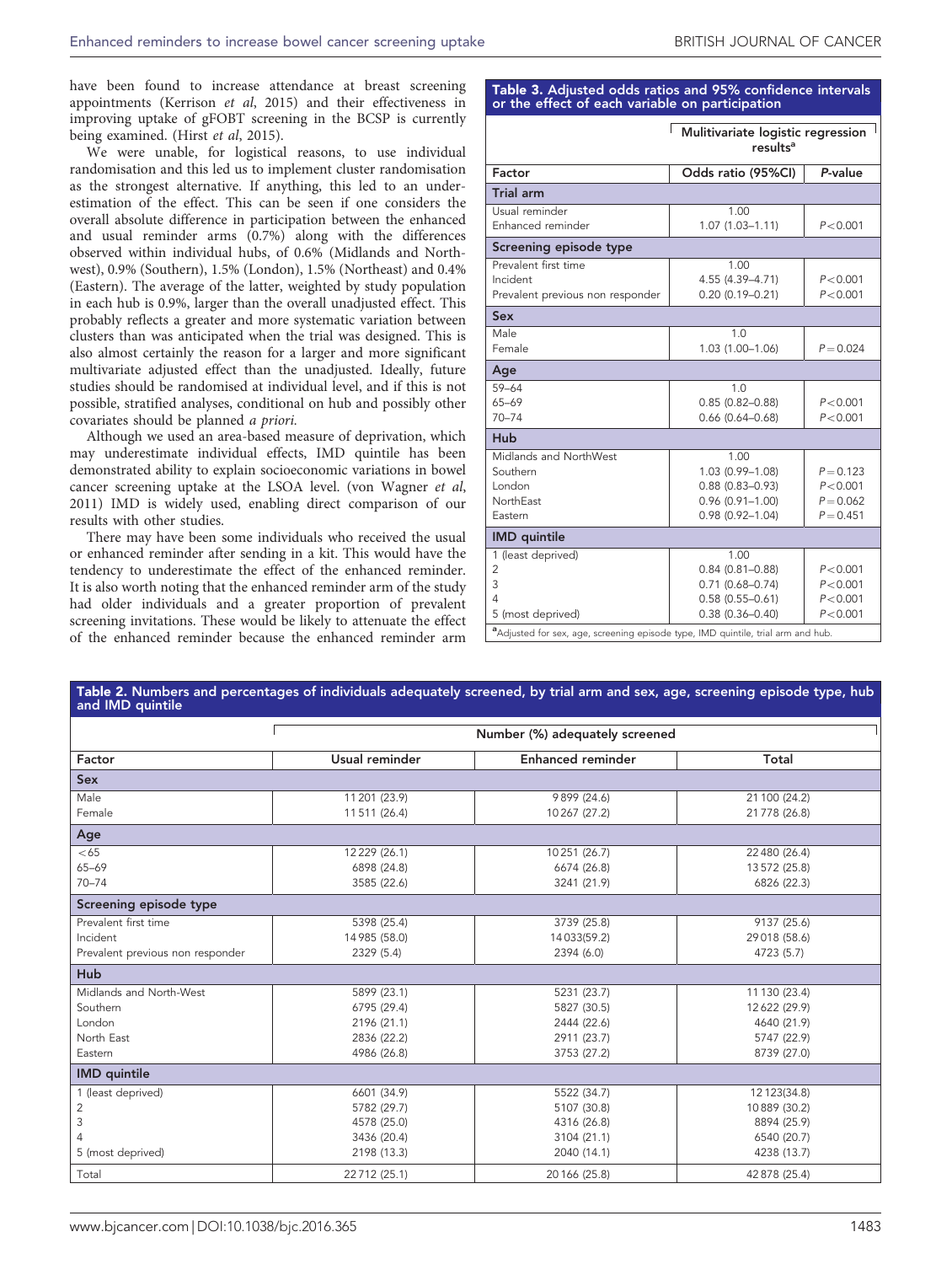have been found to increase attendance at breast screening appointments (Kerrison *et al*, 2015) and their effectiveness in improving uptake of gFOBT screening in the BCSP is currently being examined. (Hirst *et al*, 2015).

We were unable, for logistical reasons, to use individual randomisation and this led us to implement cluster randomisation as the strongest alternative. If anything, this led to an underestimation of the effect. This can be seen if one considers the overall absolute difference in participation between the enhanced and usual reminder arms (0.7%) along with the differences observed within individual hubs, of 0.6% (Midlands and Northwest), 0.9% (Southern), 1.5% (London), 1.5% (Northeast) and 0.4% (Eastern). The average of the latter, weighted by study population in each hub is 0.9%, larger than the overall unadjusted effect. This probably reflects a greater and more systematic variation between clusters than was anticipated when the trial was designed. This is also almost certainly the reason for a larger and more significant multivariate adjusted effect than the unadjusted. Ideally, future studies should be randomised at individual level, and if this is not possible, stratified analyses, conditional on hub and possibly other covariates should be planned *a priori.*

Although we used an area-based measure of deprivation, which may underestimate individual effects, IMD quintile has been demonstrated ability to explain socioeconomic variations in bowel cancer screening uptake at the LSOA level. (von Wagner *et al*, 2011) IMD is widely used, enabling direct comparison of our results with other studies.

There may have been some individuals who received the usual or enhanced reminder after sending in a kit. This would have the tendency to underestimate the effect of the enhanced reminder. It is also worth noting that the enhanced reminder arm of the study had older individuals and a greater proportion of prevalent screening invitations. These would be likely to attenuate the effect of the enhanced reminder because the enhanced reminder arm

**Table 3. Adjusted odds ratios and 95% confidence intervals or the effect of each variable on participation**

| | Mulitivariate logistic regression results[a] | |
|---|---|---|
| **Factor** | **Odds ratio (95%CI)** | ***P*-value** |
| **Trial arm** | | |
| Usual reminder | 1.00 | |
| Enhanced reminder | 1.07 (1.03–1.11) | $P<0.001$ |
| **Screening episode type** | | |
| Prevalent first time | 1.00 | |
| Incident | 4.55 (4.39–4.71) | $P<0.001$ |
| Prevalent previous non responder | 0.20 (0.19–0.21) | $P<0.001$ |
| **Sex** | | |
| Male | 1.0 | |
| Female | 1.03 (1.00–1.06) | $P=0.024$ |
| **Age** | | |
| 59–64 | 1.0 | |
| 65–69 | 0.85 (0.82–0.88) | $P<0.001$ |
| 70–74 | 0.66 (0.64–0.68) | $P<0.001$ |
| **Hub** | | |
| Midlands and NorthWest | 1.00 | |
| Southern | 1.03 (0.99–1.08) | $P=0.123$ |
| London | 0.88 (0.83–0.93) | $P<0.001$ |
| NorthEast | 0.96 (0.91–1.00) | $P=0.062$ |
| Eastern | 0.98 (0.92–1.04) | $P=0.451$ |
| **IMD quintile** | | |
| 1 (least deprived) | 1.00 | |
| 2 | 0.84 (0.81–0.88) | $P<0.001$ |
| 3 | 0.71 (0.68–0.74) | $P<0.001$ |
| 4 | 0.58 (0.55–0.61) | $P<0.001$ |
| 5 (most deprived) | 0.38 (0.36–0.40) | $P<0.001$ |

[a]Adjusted for sex, age, screening episode type, IMD quintile, trial arm and hub.

**Table 2. Numbers and percentages of individuals adequately screened, by trial arm and sex, age, screening episode type, hub and IMD quintile**

| | Number (%) adequately screened | | |
|---|---|---|---|
| **Factor** | **Usual reminder** | **Enhanced reminder** | **Total** |
| **Sex** | | | |
| Male | 11 201 (23.9) | 9899 (24.6) | 21 100 (24.2) |
| Female | 11 511 (26.4) | 10 267 (27.2) | 21 778 (26.8) |
| **Age** | | | |
| <65 | 12 229 (26.1) | 10 251 (26.7) | 22 480 (26.4) |
| 65–69 | 6898 (24.8) | 6674 (26.8) | 13 572 (25.8) |
| 70–74 | 3585 (22.6) | 3241 (21.9) | 6826 (22.3) |
| **Screening episode type** | | | |
| Prevalent first time | 5398 (25.4) | 3739 (25.8) | 9137 (25.6) |
| Incident | 14 985 (58.0) | 14 033(59.2) | 29 018 (58.6) |
| Prevalent previous non responder | 2329 (5.4) | 2394 (6.0) | 4723 (5.7) |
| **Hub** | | | |
| Midlands and North-West | 5899 (23.1) | 5231 (23.7) | 11 130 (23.4) |
| Southern | 6795 (29.4) | 5827 (30.5) | 12 622 (29.9) |
| London | 2196 (21.1) | 2444 (22.6) | 4640 (21.9) |
| North East | 2836 (22.2) | 2911 (23.7) | 5747 (22.9) |
| Eastern | 4986 (26.8) | 3753 (27.2) | 8739 (27.0) |
| **IMD quintile** | | | |
| 1 (least deprived) | 6601 (34.9) | 5522 (34.7) | 12 123(34.8) |
| 2 | 5782 (29.7) | 5107 (30.8) | 10 889 (30.2) |
| 3 | 4578 (25.0) | 4316 (26.8) | 8894 (25.9) |
| 4 | 3436 (20.4) | 3104 (21.1) | 6540 (20.7) |
| 5 (most deprived) | 2198 (13.3) | 2040 (14.1) | 4238 (13.7) |
| Total | 22 712 (25.1) | 20 166 (25.8) | 42 878 (25.4) |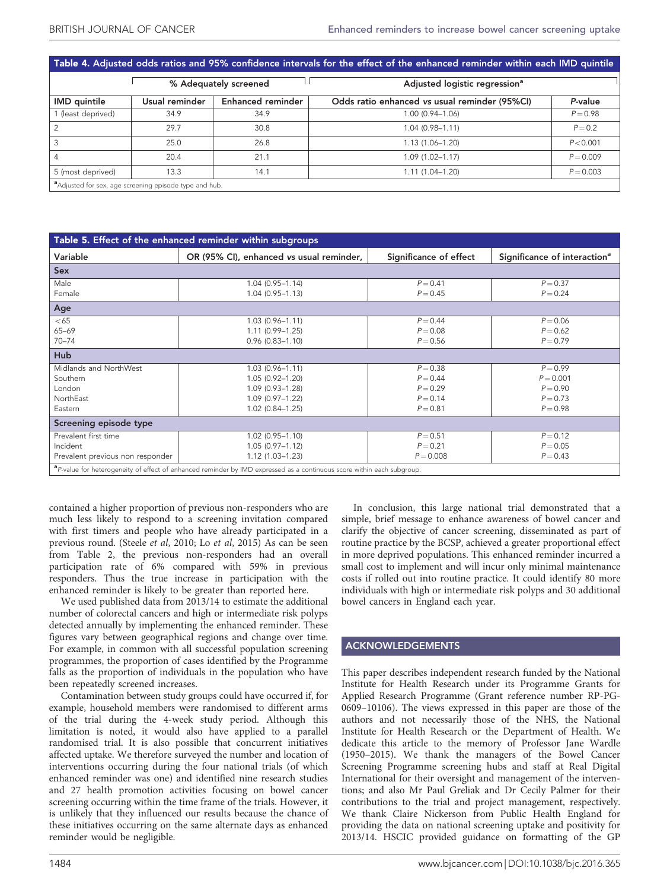**Table 4. Adjusted odds ratios and 95% confidence intervals for the effect of the enhanced reminder within each IMD quintile**

| | % Adequately screened | | Adjusted logistic regression[a] | |
|---|---|---|---|---|
| IMD quintile | Usual reminder | Enhanced reminder | Odds ratio enhanced *vs* usual reminder (95%CI) | *P*-value |
| 1 (least deprived) | 34.9 | 34.9 | 1.00 (0.94–1.06) | $P=0.98$ |
| 2 | 29.7 | 30.8 | 1.04 (0.98–1.11) | $P=0.2$ |
| 3 | 25.0 | 26.8 | 1.13 (1.06–1.20) | $P<0.001$ |
| 4 | 20.4 | 21.1 | 1.09 (1.02–1.17) | $P=0.009$ |
| 5 (most deprived) | 13.3 | 14.1 | 1.11 (1.04–1.20) | $P=0.003$ |

[a]Adjusted for sex, age screening episode type and hub.

**Table 5. Effect of the enhanced reminder within subgroups**

| Variable | OR (95% CI), enhanced *vs* usual reminder, | Significance of effect | Significance of interaction[a] |
|---|---|---|---|
| **Sex** | | | |
| Male | 1.04 (0.95–1.14) | $P=0.41$ | $P=0.37$ |
| Female | 1.04 (0.95–1.13) | $P=0.45$ | $P=0.24$ |
| **Age** | | | |
| <65 | 1.03 (0.96–1.11) | $P=0.44$ | $P=0.06$ |
| 65–69 | 1.11 (0.99–1.25) | $P=0.08$ | $P=0.62$ |
| 70–74 | 0.96 (0.83–1.10) | $P=0.56$ | $P=0.79$ |
| **Hub** | | | |
| Midlands and NorthWest | 1.03 (0.96–1.11) | $P=0.38$ | $P=0.99$ |
| Southern | 1.05 (0.92–1.20) | $P=0.44$ | $P=0.001$ |
| London | 1.09 (0.93–1.28) | $P=0.29$ | $P=0.90$ |
| NorthEast | 1.09 (0.97–1.22) | $P=0.14$ | $P=0.73$ |
| Eastern | 1.02 (0.84–1.25) | $P=0.81$ | $P=0.98$ |
| **Screening episode type** | | | |
| Prevalent first time | 1.02 (0.95–1.10) | $P=0.51$ | $P=0.12$ |
| Incident | 1.05 (0.97–1.12) | $P=0.21$ | $P=0.05$ |
| Prevalent previous non responder | 1.12 (1.03–1.23) | $P=0.008$ | $P=0.43$ |

[a]*P*-value for heterogeneity of effect of enhanced reminder by IMD expressed as a continuous score within each subgroup.

contained a higher proportion of previous non-responders who are much less likely to respond to a screening invitation compared with first timers and people who have already participated in a previous round. (Steele *et al*, 2010; Lo *et al*, 2015) As can be seen from Table 2, the previous non-responders had an overall participation rate of 6% compared with 59% in previous responders. Thus the true increase in participation with the enhanced reminder is likely to be greater than reported here.

We used published data from 2013/14 to estimate the additional number of colorectal cancers and high or intermediate risk polyps detected annually by implementing the enhanced reminder. These figures vary between geographical regions and change over time. For example, in common with all successful population screening programmes, the proportion of cases identified by the Programme falls as the proportion of individuals in the population who have been repeatedly screened increases.

Contamination between study groups could have occurred if, for example, household members were randomised to different arms of the trial during the 4-week study period. Although this limitation is noted, it would also have applied to a parallel randomised trial. It is also possible that concurrent initiatives affected uptake. We therefore surveyed the number and location of interventions occurring during the four national trials (of which enhanced reminder was one) and identified nine research studies and 27 health promotion activities focusing on bowel cancer screening occurring within the time frame of the trials. However, it is unlikely that they influenced our results because the chance of these initiatives occurring on the same alternate days as enhanced reminder would be negligible.

In conclusion, this large national trial demonstrated that a simple, brief message to enhance awareness of bowel cancer and clarify the objective of cancer screening, disseminated as part of routine practice by the BCSP, achieved a greater proportional effect in more deprived populations. This enhanced reminder incurred a small cost to implement and will incur only minimal maintenance costs if rolled out into routine practice. It could identify 80 more individuals with high or intermediate risk polyps and 30 additional bowel cancers in England each year.

## ACKNOWLEDGEMENTS

This paper describes independent research funded by the National Institute for Health Research under its Programme Grants for Applied Research Programme (Grant reference number RP-PG-0609–10106). The views expressed in this paper are those of the authors and not necessarily those of the NHS, the National Institute for Health Research or the Department of Health. We dedicate this article to the memory of Professor Jane Wardle (1950–2015). We thank the managers of the Bowel Cancer Screening Programme screening hubs and staff at Real Digital International for their oversight and management of the interventions; and also Mr Paul Greliak and Dr Cecily Palmer for their contributions to the trial and project management, respectively. We thank Claire Nickerson from Public Health England for providing the data on national screening uptake and positivity for 2013/14. HSCIC provided guidance on formatting of the GP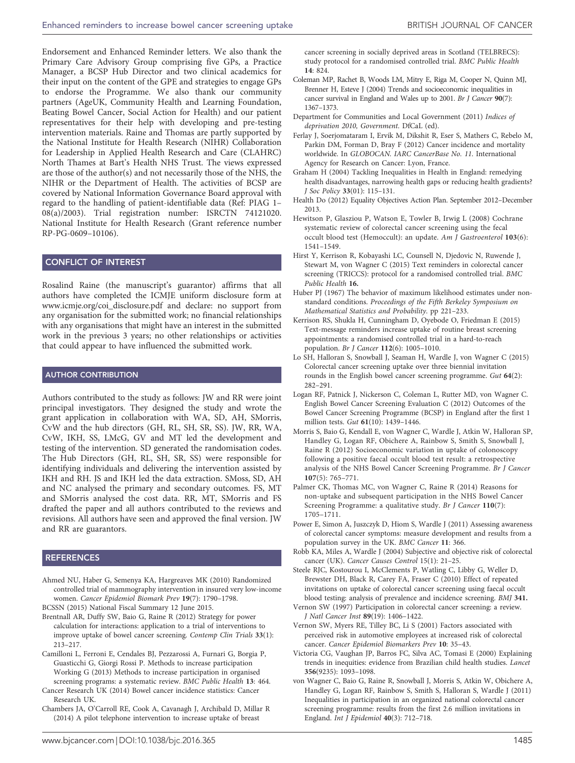Endorsement and Enhanced Reminder letters. We also thank the Primary Care Advisory Group comprising five GPs, a Practice Manager, a BCSP Hub Director and two clinical academics for their input on the content of the GPE and strategies to engage GPs to endorse the Programme. We also thank our community partners (AgeUK, Community Health and Learning Foundation, Beating Bowel Cancer, Social Action for Health) and our patient representatives for their help with developing and pre-testing intervention materials. Raine and Thomas are partly supported by the National Institute for Health Research (NIHR) Collaboration for Leadership in Applied Health Research and Care (CLAHRC) North Thames at Bart's Health NHS Trust. The views expressed are those of the author(s) and not necessarily those of the NHS, the NIHR or the Department of Health. The activities of BCSP are covered by National Information Governance Board approval with regard to the handling of patient-identifiable data (Ref: PIAG 1–08(a)/2003). Trial registration number: ISRCTN 74121020. National Institute for Health Research (Grant reference number RP-PG-0609–10106).

## CONFLICT OF INTEREST

Rosalind Raine (the manuscript's guarantor) affirms that all authors have completed the ICMJE uniform disclosure form at www.icmje.org/coi_disclosure.pdf and declare: no support from any organisation for the submitted work; no financial relationships with any organisations that might have an interest in the submitted work in the previous 3 years; no other relationships or activities that could appear to have influenced the submitted work.

## AUTHOR CONTRIBUTION

Authors contributed to the study as follows: JW and RR were joint principal investigators. They designed the study and wrote the grant application in collaboration with WA, SD, AH, SMorris, CvW and the hub directors (GH, RL, SH, SR, SS). JW, RR, WA, CvW, IKH, SS, LMcG, GV and MT led the development and testing of the intervention. SD generated the randomisation codes. The Hub Directors (GH, RL, SH, SR, SS) were responsible for identifying individuals and delivering the intervention assisted by IKH and RH. JS and IKH led the data extraction. SMoss, SD, AH and NC analysed the primary and secondary outcomes. FS, MT and SMorris analysed the cost data. RR, MT, SMorris and FS drafted the paper and all authors contributed to the reviews and revisions. All authors have seen and approved the final version. JW and RR are guarantors.

## REFERENCES

Ahmed NU, Haber G, Semenya KA, Hargreaves MK (2010) Randomized controlled trial of mammography intervention in insured very low-income women. *Cancer Epidemiol Biomark Prev* **19**(7): 1790–1798.

BCSSN (2015) National Fiscal Summary 12 June 2015.

Brentnall AR, Duffy SW, Baio G, Raine R (2012) Strategy for power calculation for interactions: application to a trial of interventions to improve uptake of bowel cancer screening. *Contemp Clin Trials* **33**(1): 213–217.

Camilloni L, Ferroni E, Cendales BJ, Pezzarossi A, Furnari G, Borgia P, Guasticchi G, Giorgi Rossi P. Methods to increase participation Working G (2013) Methods to increase participation in organised screening programs: a systematic review. *BMC Public Health* **13**: 464.

Cancer Research UK (2014) Bowel cancer incidence statistics: Cancer Research UK.

Chambers JA, O'Carroll RE, Cook A, Cavanagh J, Archibald D, Millar R (2014) A pilot telephone intervention to increase uptake of breast cancer screening in socially deprived areas in Scotland (TELBRECS): study protocol for a randomised controlled trial. *BMC Public Health* **14**: 824.

Coleman MP, Rachet B, Woods LM, Mitry E, Riga M, Cooper N, Quinn MJ, Brenner H, Esteve J (2004) Trends and socioeconomic inequalities in cancer survival in England and Wales up to 2001. *Br J Cancer* **90**(7): 1367–1373.

Department for Communities and Local Government (2011) *Indices of deprivation 2010, Government*. DfCaL (ed).

Ferlay J, Soerjomataram I, Ervik M, Dikshit R, Eser S, Mathers C, Rebelo M, Parkin DM, Forman D, Bray F (2012) Cancer incidence and mortality worldwide. In *GLOBOCAN. IARC CancerBase No. 11.* International Agency for Research on Cancer: Lyon, France.

Graham H (2004) Tackling Inequalities in Health in England: remedying health disadvantages, narrowing health gaps or reducing health gradients? *J Soc Policy* **33**(01): 115–131.

Health Do (2012) Equality Objectives Action Plan. September 2012–December 2013.

Hewitson P, Glasziou P, Watson E, Towler B, Irwig L (2008) Cochrane systematic review of colorectal cancer screening using the fecal occult blood test (Hemoccult): an update. *Am J Gastroenterol* **103**(6): 1541–1549.

Hirst Y, Kerrison R, Kobayashi LC, Counsell N, Djedovic N, Ruwende J, Stewart M, von Wagner C (2015) Text reminders in colorectal cancer screening (TRICCS): protocol for a randomised controlled trial. *BMC Public Health* **16.**

Huber PJ (1967) The behavior of maximum likelihood estimates under non-standard conditions. *Proceedings of the Fifth Berkeley Symposium on Mathematical Statistics and Probability*. pp 221–233.

Kerrison RS, Shukla H, Cunningham D, Oyebode O, Friedman E (2015) Text-message reminders increase uptake of routine breast screening appointments: a randomised controlled trial in a hard-to-reach population. *Br J Cancer* **112**(6): 1005–1010.

Lo SH, Halloran S, Snowball J, Seaman H, Wardle J, von Wagner C (2015) Colorectal cancer screening uptake over three biennial invitation rounds in the English bowel cancer screening programme. *Gut* **64**(2): 282–291.

Logan RF, Patnick J, Nickerson C, Coleman L, Rutter MD, von Wagner C. English Bowel Cancer Screening Evaluation C (2012) Outcomes of the Bowel Cancer Screening Programme (BCSP) in England after the first 1 million tests. *Gut* **61**(10): 1439–1446.

Morris S, Baio G, Kendall E, von Wagner C, Wardle J, Atkin W, Halloran SP, Handley G, Logan RF, Obichere A, Rainbow S, Smith S, Snowball J, Raine R (2012) Socioeconomic variation in uptake of colonoscopy following a positive faecal occult blood test result: a retrospective analysis of the NHS Bowel Cancer Screening Programme. *Br J Cancer* **107**(5): 765–771.

Palmer CK, Thomas MC, von Wagner C, Raine R (2014) Reasons for non-uptake and subsequent participation in the NHS Bowel Cancer Screening Programme: a qualitative study. *Br J Cancer* **110**(7): 1705–1711.

Power E, Simon A, Juszczyk D, Hiom S, Wardle J (2011) Assessing awareness of colorectal cancer symptoms: measure development and results from a population survey in the UK. *BMC Cancer* **11**: 366.

Robb KA, Miles A, Wardle J (2004) Subjective and objective risk of colorectal cancer (UK). *Cancer Causes Control* 15(1): 21–25.

Steele RJC, Kostourou I, McClements P, Watling C, Libby G, Weller D, Brewster DH, Black R, Carey FA, Fraser C (2010) Effect of repeated invitations on uptake of colorectal cancer screening using faecal occult blood testing: analysis of prevalence and incidence screening. *BMJ* **341.**

Vernon SW (1997) Participation in colorectal cancer screening: a review. *J Natl Cancer Inst* **89**(19): 1406–1422.

Vernon SW, Myers RE, Tilley BC, Li S (2001) Factors associated with perceived risk in automotive employees at increased risk of colorectal cancer. *Cancer Epidemiol Biomarkers Prev* **10**: 35–43.

Victoria CG, Vaughan JP, Barros FC, Silva AC, Tomasi E (2000) Explaining trends in inequities: evidence from Brazilian child health studies. *Lancet* **356**(9235): 1093–1098.

von Wagner C, Baio G, Raine R, Snowball J, Morris S, Atkin W, Obichere A, Handley G, Logan RF, Rainbow S, Smith S, Halloran S, Wardle J (2011) Inequalities in participation in an organized national colorectal cancer screening programme: results from the first 2.6 million invitations in England. *Int J Epidemiol* **40**(3): 712–718.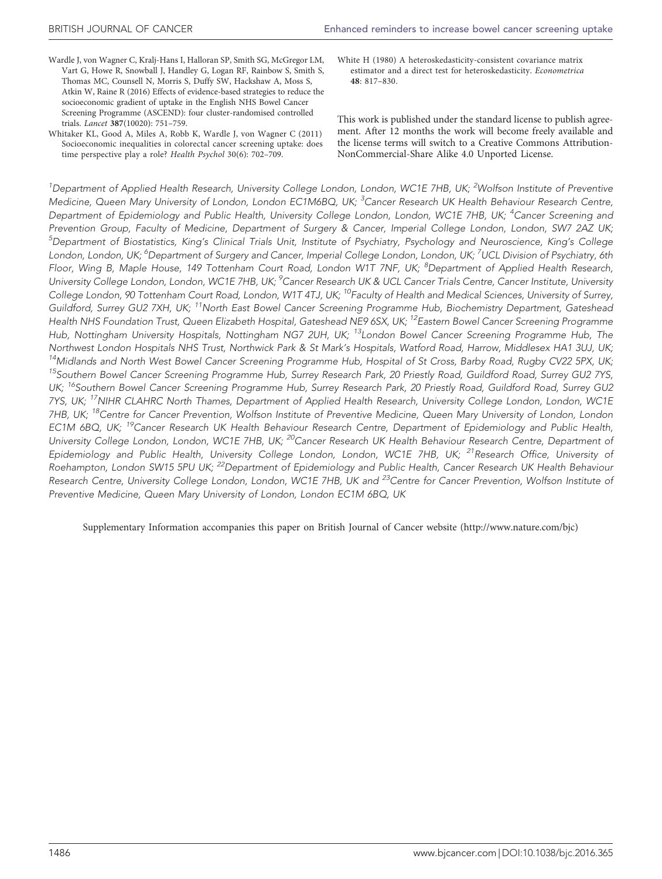Wardle J, von Wagner C, Kralj-Hans I, Halloran SP, Smith SG, McGregor LM, Vart G, Howe R, Snowball J, Handley G, Logan RF, Rainbow S, Smith S, Thomas MC, Counsell N, Morris S, Duffy SW, Hackshaw A, Moss S, Atkin W, Raine R (2016) Effects of evidence-based strategies to reduce the socioeconomic gradient of uptake in the English NHS Bowel Cancer Screening Programme (ASCEND): four cluster-randomised controlled trials. *Lancet* **387**(10020): 751–759.

Whitaker KL, Good A, Miles A, Robb K, Wardle J, von Wagner C (2011) Socioeconomic inequalities in colorectal cancer screening uptake: does time perspective play a role? *Health Psychol* 30(6): 702–709.

White H (1980) A heteroskedasticity-consistent covariance matrix estimator and a direct test for heteroskedasticity. *Econometrica* **48**: 817–830.

This work is published under the standard license to publish agreement. After 12 months the work will become freely available and the license terms will switch to a Creative Commons Attribution-NonCommercial-Share Alike 4.0 Unported License.

*[1]Department of Applied Health Research, University College London, London, WC1E 7HB, UK; [2]Wolfson Institute of Preventive Medicine, Queen Mary University of London, London EC1M6BQ, UK; [3]Cancer Research UK Health Behaviour Research Centre, Department of Epidemiology and Public Health, University College London, London, WC1E 7HB, UK; [4]Cancer Screening and Prevention Group, Faculty of Medicine, Department of Surgery & Cancer, Imperial College London, London, SW7 2AZ UK; [5]Department of Biostatistics, King's Clinical Trials Unit, Institute of Psychiatry, Psychology and Neuroscience, King's College London, London, UK; [6]Department of Surgery and Cancer, Imperial College London, London, UK; [7]UCL Division of Psychiatry, 6th Floor, Wing B, Maple House, 149 Tottenham Court Road, London W1T 7NF, UK; [8]Department of Applied Health Research, University College London, London, WC1E 7HB, UK; [9]Cancer Research UK & UCL Cancer Trials Centre, Cancer Institute, University College London, 90 Tottenham Court Road, London, W1T 4TJ, UK; [10]Faculty of Health and Medical Sciences, University of Surrey, Guildford, Surrey GU2 7XH, UK; [11]North East Bowel Cancer Screening Programme Hub, Biochemistry Department, Gateshead Health NHS Foundation Trust, Queen Elizabeth Hospital, Gateshead NE9 6SX, UK; [12]Eastern Bowel Cancer Screening Programme Hub, Nottingham University Hospitals, Nottingham NG7 2UH, UK; [13]London Bowel Cancer Screening Programme Hub, The Northwest London Hospitals NHS Trust, Northwick Park & St Mark's Hospitals, Watford Road, Harrow, Middlesex HA1 3UJ, UK; [14]Midlands and North West Bowel Cancer Screening Programme Hub, Hospital of St Cross, Barby Road, Rugby CV22 5PX, UK; [15]Southern Bowel Cancer Screening Programme Hub, Surrey Research Park, 20 Priestly Road, Guildford Road, Surrey GU2 7YS, UK; [16]Southern Bowel Cancer Screening Programme Hub, Surrey Research Park, 20 Priestly Road, Guildford Road, Surrey GU2 7YS, UK; [17]NIHR CLAHRC North Thames, Department of Applied Health Research, University College London, London, WC1E 7HB, UK; [18]Centre for Cancer Prevention, Wolfson Institute of Preventive Medicine, Queen Mary University of London, London EC1M 6BQ, UK; [19]Cancer Research UK Health Behaviour Research Centre, Department of Epidemiology and Public Health, University College London, London, WC1E 7HB, UK; [20]Cancer Research UK Health Behaviour Research Centre, Department of Epidemiology and Public Health, University College London, London, WC1E 7HB, UK; [21]Research Office, University of Roehampton, London SW15 5PU UK; [22]Department of Epidemiology and Public Health, Cancer Research UK Health Behaviour Research Centre, University College London, London, WC1E 7HB, UK and [23]Centre for Cancer Prevention, Wolfson Institute of Preventive Medicine, Queen Mary University of London, London EC1M 6BQ, UK*

Supplementary Information accompanies this paper on British Journal of Cancer website (http://www.nature.com/bjc)